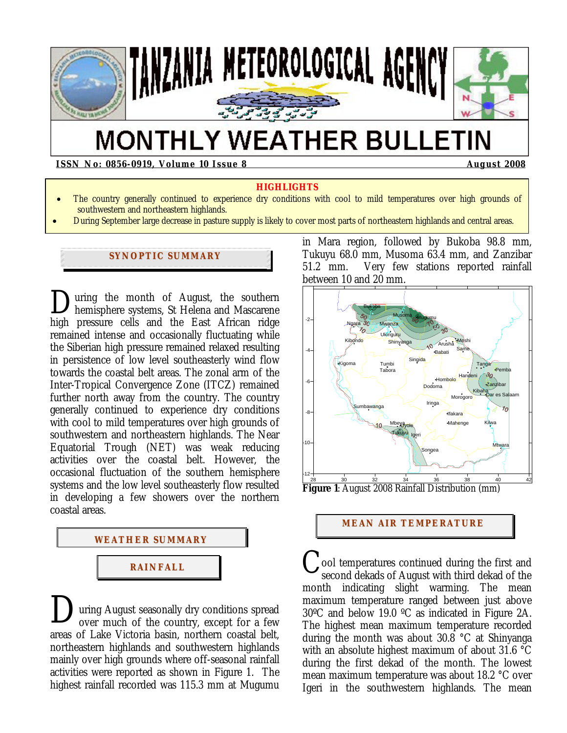# TANZANIA METEOROLOGICAL AGENCY

# MONTHLY WEATHER BULLETIN

**ISSN No: 0856-0919, Volume 10 Issue 8** **August 2008**

## HIGHLIGHTS

- The country generally continued to experience dry conditions with cool to mild temperatures over high grounds of southwestern and northeastern highlands.
- During September large decrease in pasture supply is likely to cover most parts of northeastern highlands and central areas.

## SYNOPTIC SUMMARY

During the month of August, the southern hemisphere systems, St Helena and Mascarene high pressure cells and the East African ridge remained intense and occasionally fluctuating while the Siberian high pressure remained relaxed resulting in persistence of low level southeasterly wind flow towards the coastal belt areas. The zonal arm of the Inter-Tropical Convergence Zone (ITCZ) remained further north away from the country. The country generally continued to experience dry conditions with cool to mild temperatures over high grounds of southwestern and northeastern highlands. The Near Equatorial Trough (NET) was weak reducing activities over the coastal belt. However, the occasional fluctuation of the southern hemisphere systems and the low level southeasterly flow resulted in developing a few showers over the northern coastal areas.

## WEATHER SUMMARY

### RAINFALL

During August seasonally dry conditions spread over much of the country, except for a few areas of Lake Victoria basin, northern coastal belt, northeastern highlands and southwestern highlands mainly over high grounds where off-seasonal rainfall activities were reported as shown in Figure 1. The highest rainfall recorded was 115.3 mm at Mugumu in Mara region, followed by Bukoba 98.8 mm, Tukuyu 68.0 mm, Musoma 63.4 mm, and Zanzibar 51.2 mm. Very few stations reported rainfall between 10 and 20 mm.

**Figure 1**: August 2008 Rainfall Distribution (mm)

## MEAN AIR TEMPERATURE

Cool temperatures continued during the first and second dekads of August with third dekad of the month indicating slight warming. The mean maximum temperature ranged between just above 30ºC and below 19.0 ºC as indicated in Figure 2A. The highest mean maximum temperature recorded during the month was about 30.8 °C at Shinyanga with an absolute highest maximum of about 31.6 °C during the first dekad of the month. The lowest mean maximum temperature was about 18.2 °C over Igeri in the southwestern highlands. The mean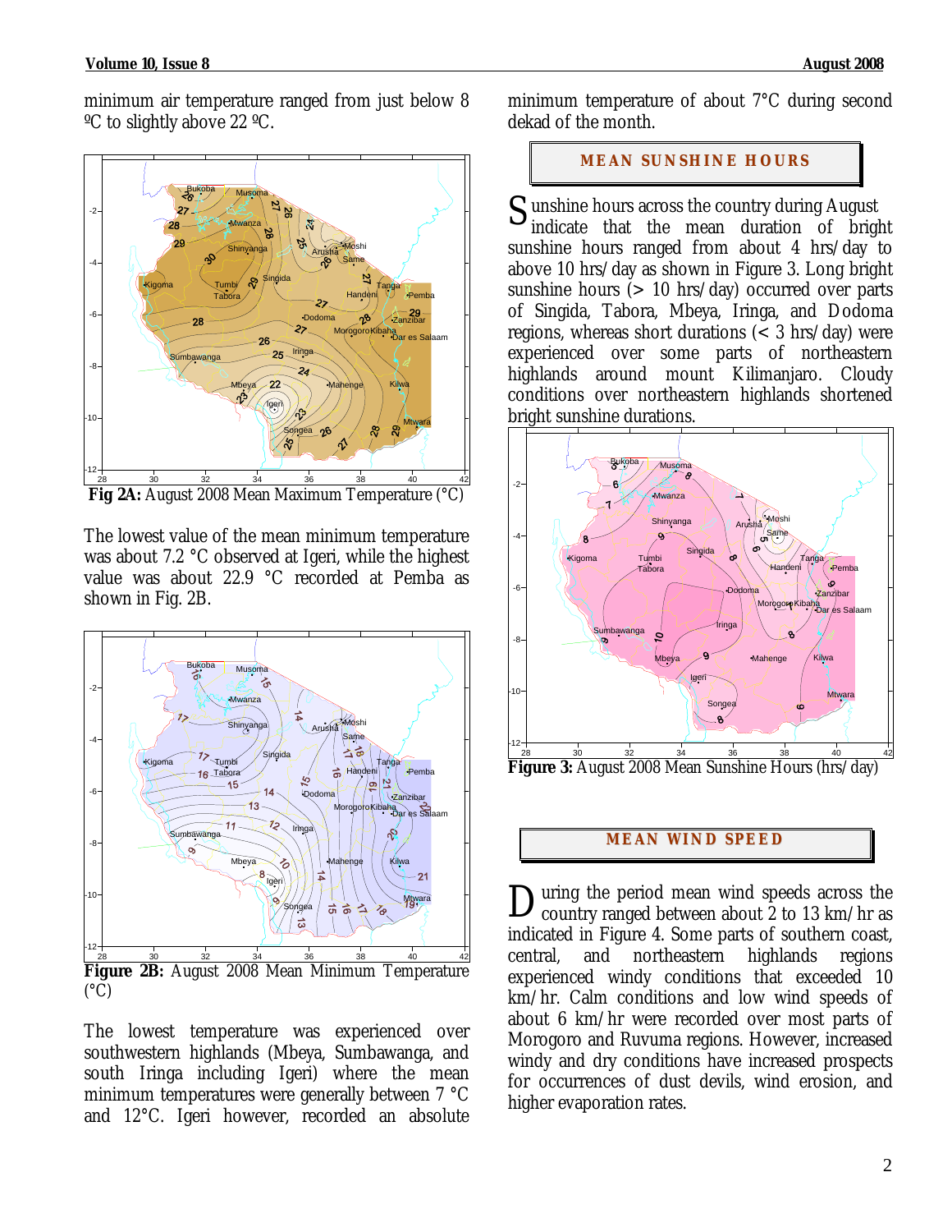minimum air temperature ranged from just below 8 ºC to slightly above 22 ºC.

**Fig 2A:** August 2008 Mean Maximum Temperature (°C)

The lowest value of the mean minimum temperature was about 7.2 °C observed at Igeri, while the highest value was about 22.9 °C recorded at Pemba as shown in Fig. 2B.

**Figure 2B:** August 2008 Mean Minimum Temperature (°C)

The lowest temperature was experienced over southwestern highlands (Mbeya, Sumbawanga, and south Iringa including Igeri) where the mean minimum temperatures were generally between 7 °C and 12°C. Igeri however, recorded an absolute minimum temperature of about 7°C during second dekad of the month.

## MEAN SUNSHINE HOURS

Sunshine hours across the country during August indicate that the mean duration of bright sunshine hours ranged from about 4 hrs/day to above 10 hrs/day as shown in Figure 3. Long bright sunshine hours (> 10 hrs/day) occurred over parts of Singida, Tabora, Mbeya, Iringa, and Dodoma regions, whereas short durations (< 3 hrs/day) were experienced over some parts of northeastern highlands around mount Kilimanjaro. Cloudy conditions over northeastern highlands shortened bright sunshine durations.

**Figure 3:** August 2008 Mean Sunshine Hours (hrs/day)

## MEAN WIND SPEED

During the period mean wind speeds across the country ranged between about 2 to 13 km/hr as indicated in Figure 4. Some parts of southern coast, central, and northeastern highlands regions experienced windy conditions that exceeded 10 km/hr. Calm conditions and low wind speeds of about 6 km/hr were recorded over most parts of Morogoro and Ruvuma regions. However, increased windy and dry conditions have increased prospects for occurrences of dust devils, wind erosion, and higher evaporation rates.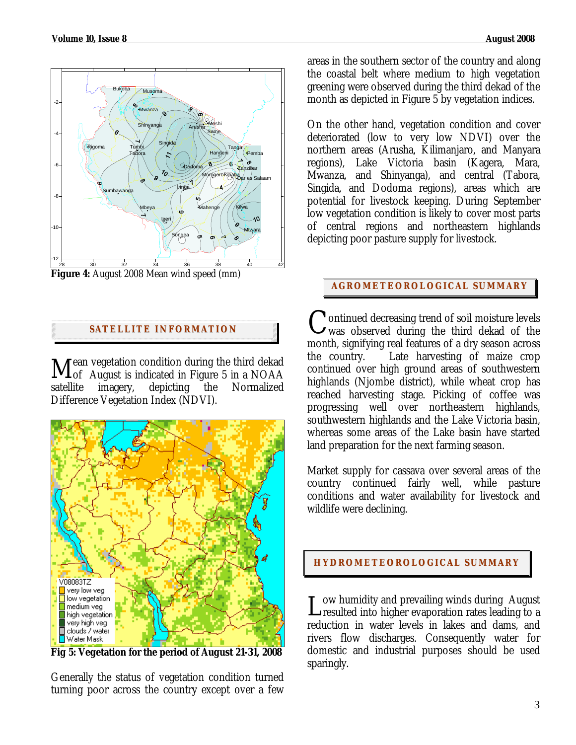**Figure 4:** August 2008 Mean wind speed (mm)

## SATELLITE INFORMATION

Mean vegetation condition during the third dekad of August is indicated in Figure 5 in a NOAA satellite imagery, depicting the Normalized Difference Vegetation Index (NDVI).

**Fig 5: Vegetation for the period of August 21-31, 2008**

Generally the status of vegetation condition turned turning poor across the country except over a few areas in the southern sector of the country and along the coastal belt where medium to high vegetation greening were observed during the third dekad of the month as depicted in Figure 5 by vegetation indices.

On the other hand, vegetation condition and cover deteriorated (low to very low NDVI) over the northern areas (Arusha, Kilimanjaro, and Manyara regions), Lake Victoria basin (Kagera, Mara, Mwanza, and Shinyanga), and central (Tabora, Singida, and Dodoma regions), areas which are potential for livestock keeping. During September low vegetation condition is likely to cover most parts of central regions and northeastern highlands depicting poor pasture supply for livestock.

## AGROMETEOROLOGICAL SUMMARY

Continued decreasing trend of soil moisture levels was observed during the third dekad of the month, signifying real features of a dry season across the country. Late harvesting of maize crop continued over high ground areas of southwestern highlands (Njombe district), while wheat crop has reached harvesting stage. Picking of coffee was progressing well over northeastern highlands, southwestern highlands and the Lake Victoria basin, whereas some areas of the Lake basin have started land preparation for the next farming season.

Market supply for cassava over several areas of the country continued fairly well, while pasture conditions and water availability for livestock and wildlife were declining.

## HYDROMETEOROLOGICAL SUMMARY

Low humidity and prevailing winds during August resulted into higher evaporation rates leading to a reduction in water levels in lakes and dams, and rivers flow discharges. Consequently water for domestic and industrial purposes should be used sparingly.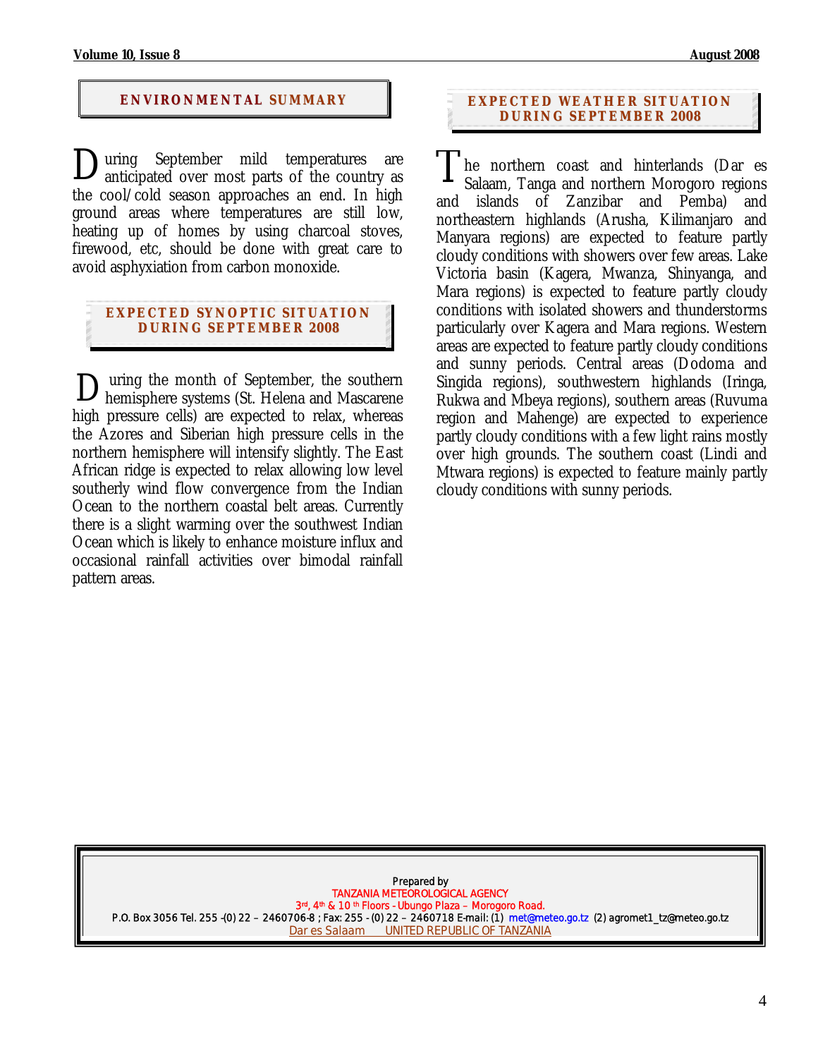## ENVIRONMENTAL SUMMARY

During September mild temperatures are anticipated over most parts of the country as the cool/cold season approaches an end. In high ground areas where temperatures are still low, heating up of homes by using charcoal stoves, firewood, etc, should be done with great care to avoid asphyxiation from carbon monoxide.

## EXPECTED SYNOPTIC SITUATION DURING SEPTEMBER 2008

During the month of September, the southern hemisphere systems (St. Helena and Mascarene high pressure cells) are expected to relax, whereas the Azores and Siberian high pressure cells in the northern hemisphere will intensify slightly. The East African ridge is expected to relax allowing low level southerly wind flow convergence from the Indian Ocean to the northern coastal belt areas. Currently there is a slight warming over the southwest Indian Ocean which is likely to enhance moisture influx and occasional rainfall activities over bimodal rainfall pattern areas.

## EXPECTED WEATHER SITUATION DURING SEPTEMBER 2008

The northern coast and hinterlands (Dar es Salaam, Tanga and northern Morogoro regions and islands of Zanzibar and Pemba) and northeastern highlands (Arusha, Kilimanjaro and Manyara regions) are expected to feature partly cloudy conditions with showers over few areas. Lake Victoria basin (Kagera, Mwanza, Shinyanga, and Mara regions) is expected to feature partly cloudy conditions with isolated showers and thunderstorms particularly over Kagera and Mara regions. Western areas are expected to feature partly cloudy conditions and sunny periods. Central areas (Dodoma and Singida regions), southwestern highlands (Iringa, Rukwa and Mbeya regions), southern areas (Ruvuma region and Mahenge) are expected to experience partly cloudy conditions with a few light rains mostly over high grounds. The southern coast (Lindi and Mtwara regions) is expected to feature mainly partly cloudy conditions with sunny periods.

Prepared by
TANZANIA METEOROLOGICAL AGENCY
3rd, 4th & 10th Floors - Ubungo Plaza – Morogoro Road.
P.O. Box 3056 Tel. 255 -(0) 22 – 2460706-8 ; Fax: 255 - (0) 22 – 2460718 E-mail: (1) met@meteo.go.tz (2) agromet1_tz@meteo.go.tz
Dar es Salaam UNITED REPUBLIC OF TANZANIA